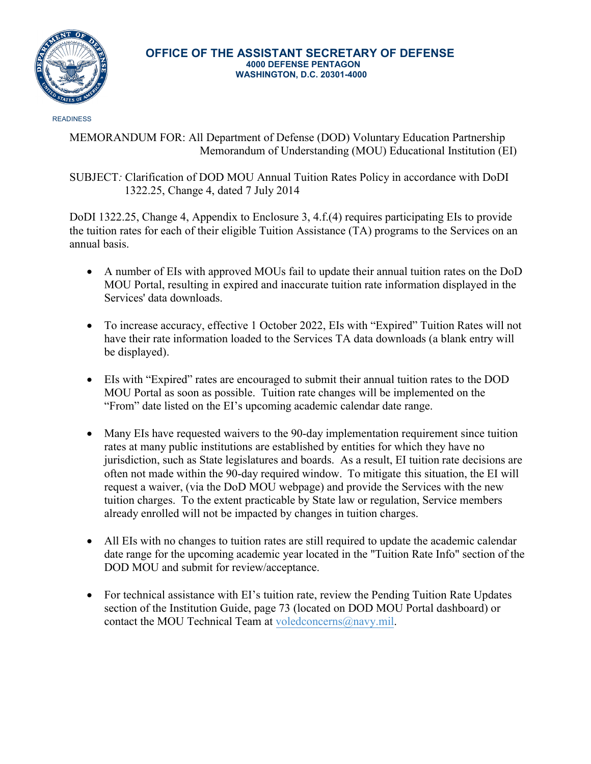**OFFICE OF THE ASSISTANT SECRETARY OF DEFENSE**
**4000 DEFENSE PENTAGON**
**WASHINGTON, D.C. 20301-4000**

READINESS

MEMORANDUM FOR: All Department of Defense (DOD) Voluntary Education Partnership Memorandum of Understanding (MOU) Educational Institution (EI)

SUBJECT*:* Clarification of DOD MOU Annual Tuition Rates Policy in accordance with DoDI 1322.25, Change 4, dated 7 July 2014

DoDI 1322.25, Change 4, Appendix to Enclosure 3, 4.f.(4) requires participating EIs to provide the tuition rates for each of their eligible Tuition Assistance (TA) programs to the Services on an annual basis.

- A number of EIs with approved MOUs fail to update their annual tuition rates on the DoD MOU Portal, resulting in expired and inaccurate tuition rate information displayed in the Services' data downloads.

- To increase accuracy, effective 1 October 2022, EIs with "Expired" Tuition Rates will not have their rate information loaded to the Services TA data downloads (a blank entry will be displayed).

- EIs with "Expired" rates are encouraged to submit their annual tuition rates to the DOD MOU Portal as soon as possible. Tuition rate changes will be implemented on the "From" date listed on the EI's upcoming academic calendar date range.

- Many EIs have requested waivers to the 90-day implementation requirement since tuition rates at many public institutions are established by entities for which they have no jurisdiction, such as State legislatures and boards. As a result, EI tuition rate decisions are often not made within the 90-day required window. To mitigate this situation, the EI will request a waiver, (via the DoD MOU webpage) and provide the Services with the new tuition charges. To the extent practicable by State law or regulation, Service members already enrolled will not be impacted by changes in tuition charges.

- All EIs with no changes to tuition rates are still required to update the academic calendar date range for the upcoming academic year located in the "Tuition Rate Info" section of the DOD MOU and submit for review/acceptance.

- For technical assistance with EI's tuition rate, review the Pending Tuition Rate Updates section of the Institution Guide, page 73 (located on DOD MOU Portal dashboard) or contact the MOU Technical Team at voledconcerns@navy.mil.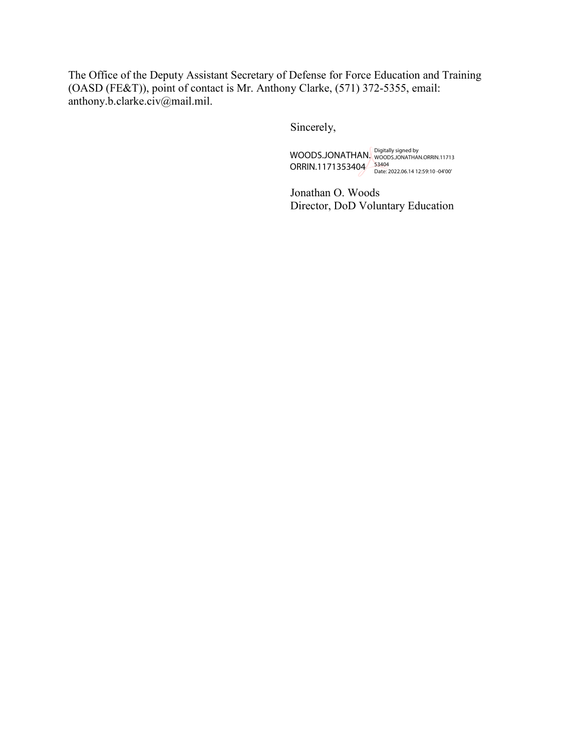The Office of the Deputy Assistant Secretary of Defense for Force Education and Training (OASD (FE&T)), point of contact is Mr. Anthony Clarke, (571) 372-5355, email: anthony.b.clarke.civ@mail.mil.

Sincerely,

WOODS.JONATHAN.ORRIN.1171353404

Digitally signed by WOODS.JONATHAN.ORRIN.1171353404
Date: 2022.06.14 12:59:10 -04'00'

Jonathan O. Woods
Director, DoD Voluntary Education